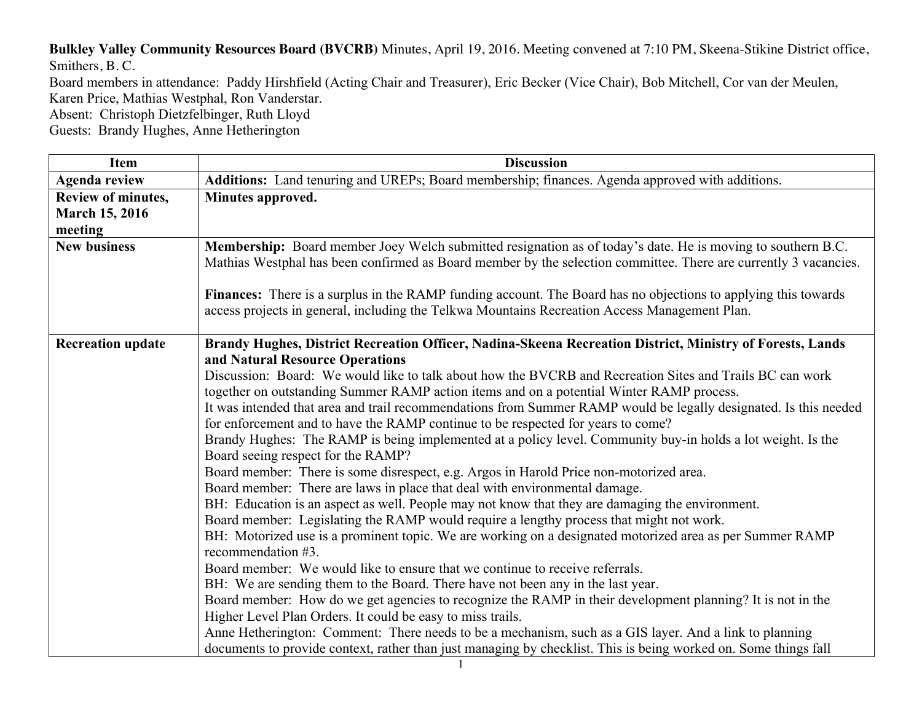**Bulkley Valley Community Resources Board (BVCRB)** Minutes, April 19, 2016. Meeting convened at 7:10 PM, Skeena-Stikine District office, Smithers, B. C.

Board members in attendance: Paddy Hirshfield (Acting Chair and Treasurer), Eric Becker (Vice Chair), Bob Mitchell, Cor van der Meulen, Karen Price, Mathias Westphal, Ron Vanderstar.

Absent: Christoph Dietzfelbinger, Ruth Lloyd

Guests: Brandy Hughes, Anne Hetherington

| Item | Discussion |
|---|---|
| **Agenda review** | **Additions:** Land tenuring and UREPs; Board membership; finances. Agenda approved with additions. |
| **Review of minutes, March 15, 2016 meeting** | **Minutes approved.** |
| **New business** | **Membership:** Board member Joey Welch submitted resignation as of today's date. He is moving to southern B.C. Mathias Westphal has been confirmed as Board member by the selection committee. There are currently 3 vacancies.<br><br>**Finances:** There is a surplus in the RAMP funding account. The Board has no objections to applying this towards access projects in general, including the Telkwa Mountains Recreation Access Management Plan. |
| **Recreation update** | **Brandy Hughes, District Recreation Officer, Nadina-Skeena Recreation District, Ministry of Forests, Lands and Natural Resource Operations**<br>Discussion: Board: We would like to talk about how the BVCRB and Recreation Sites and Trails BC can work together on outstanding Summer RAMP action items and on a potential Winter RAMP process.<br>It was intended that area and trail recommendations from Summer RAMP would be legally designated. Is this needed for enforcement and to have the RAMP continue to be respected for years to come?<br>Brandy Hughes: The RAMP is being implemented at a policy level. Community buy-in holds a lot weight. Is the Board seeing respect for the RAMP?<br>Board member: There is some disrespect, e.g. Argos in Harold Price non-motorized area.<br>Board member: There are laws in place that deal with environmental damage.<br>BH: Education is an aspect as well. People may not know that they are damaging the environment.<br>Board member: Legislating the RAMP would require a lengthy process that might not work.<br>BH: Motorized use is a prominent topic. We are working on a designated motorized area as per Summer RAMP recommendation #3.<br>Board member: We would like to ensure that we continue to receive referrals.<br>BH: We are sending them to the Board. There have not been any in the last year.<br>Board member: How do we get agencies to recognize the RAMP in their development planning? It is not in the Higher Level Plan Orders. It could be easy to miss trails.<br>Anne Hetherington: Comment: There needs to be a mechanism, such as a GIS layer. And a link to planning documents to provide context, rather than just managing by checklist. This is being worked on. Some things fall |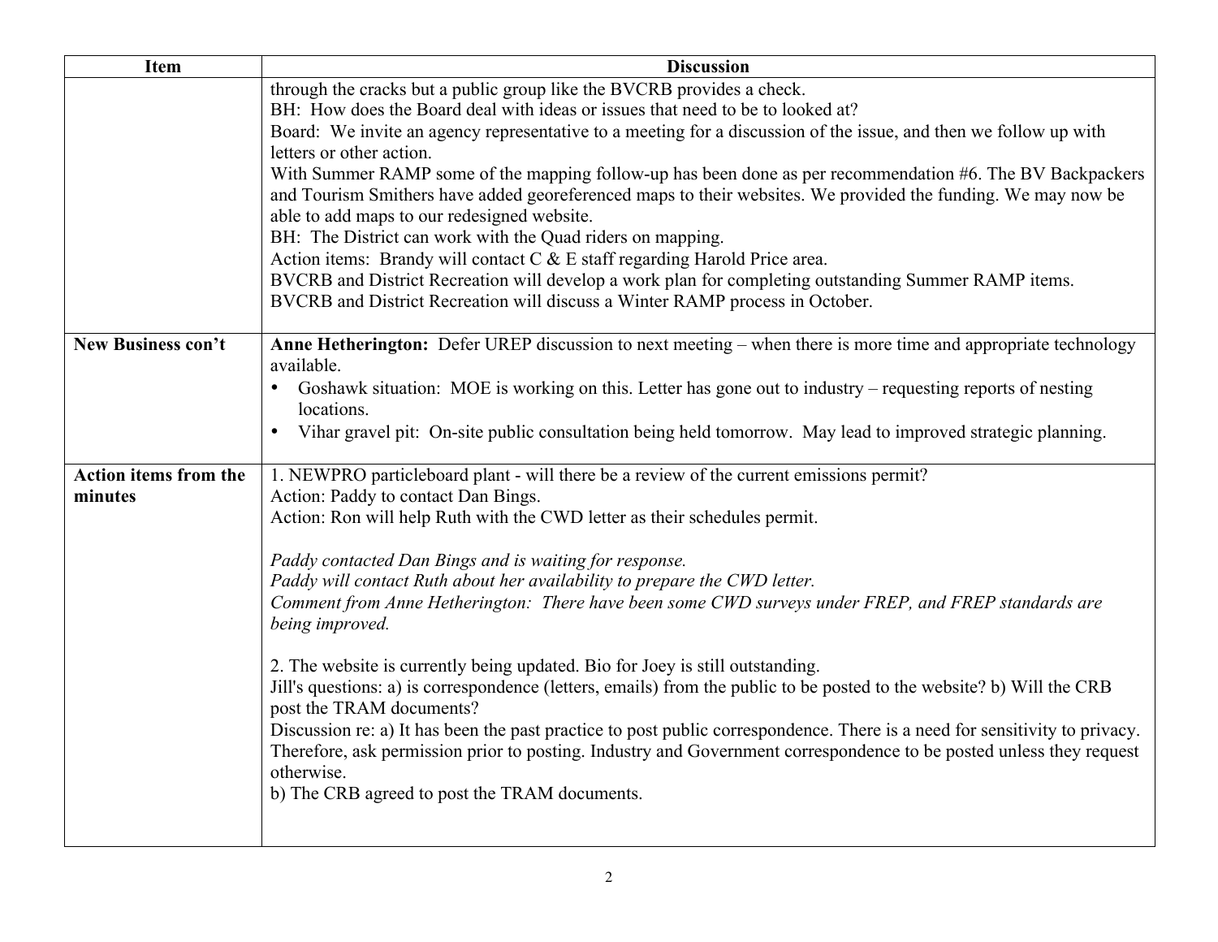| Item | Discussion |
|---|---|
| | through the cracks but a public group like the BVCRB provides a check.<br>BH: How does the Board deal with ideas or issues that need to be to looked at?<br>Board: We invite an agency representative to a meeting for a discussion of the issue, and then we follow up with letters or other action.<br>With Summer RAMP some of the mapping follow-up has been done as per recommendation #6. The BV Backpackers and Tourism Smithers have added georeferenced maps to their websites. We provided the funding. We may now be able to add maps to our redesigned website.<br>BH: The District can work with the Quad riders on mapping.<br>Action items: Brandy will contact C & E staff regarding Harold Price area.<br>BVCRB and District Recreation will develop a work plan for completing outstanding Summer RAMP items.<br>BVCRB and District Recreation will discuss a Winter RAMP process in October. |
| **New Business con't** | **Anne Hetherington:** Defer UREP discussion to next meeting – when there is more time and appropriate technology available.<br>• Goshawk situation: MOE is working on this. Letter has gone out to industry – requesting reports of nesting locations.<br>• Vihar gravel pit: On-site public consultation being held tomorrow. May lead to improved strategic planning. |
| **Action items from the minutes** | 1. NEWPRO particleboard plant - will there be a review of the current emissions permit?<br>Action: Paddy to contact Dan Bings.<br>Action: Ron will help Ruth with the CWD letter as their schedules permit.<br><br>*Paddy contacted Dan Bings and is waiting for response.*<br>*Paddy will contact Ruth about her availability to prepare the CWD letter.*<br>*Comment from Anne Hetherington: There have been some CWD surveys under FREP, and FREP standards are being improved.*<br><br>2. The website is currently being updated. Bio for Joey is still outstanding.<br>Jill's questions: a) is correspondence (letters, emails) from the public to be posted to the website? b) Will the CRB post the TRAM documents?<br>Discussion re: a) It has been the past practice to post public correspondence. There is a need for sensitivity to privacy. Therefore, ask permission prior to posting. Industry and Government correspondence to be posted unless they request otherwise.<br>b) The CRB agreed to post the TRAM documents. |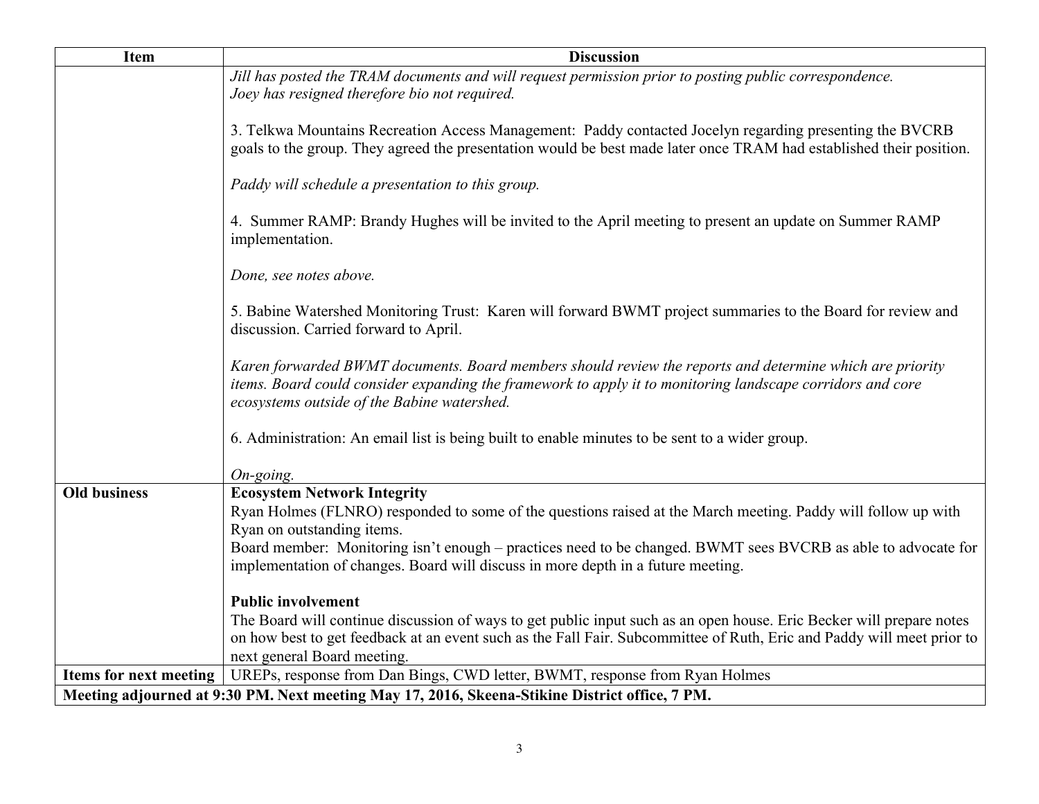| Item | Discussion |
|---|---|
| | *Jill has posted the TRAM documents and will request permission prior to posting public correspondence.*<br>*Joey has resigned therefore bio not required.*<br><br>3. Telkwa Mountains Recreation Access Management: Paddy contacted Jocelyn regarding presenting the BVCRB goals to the group. They agreed the presentation would be best made later once TRAM had established their position.<br><br>*Paddy will schedule a presentation to this group.*<br><br>4. Summer RAMP: Brandy Hughes will be invited to the April meeting to present an update on Summer RAMP implementation.<br><br>*Done, see notes above.*<br><br>5. Babine Watershed Monitoring Trust: Karen will forward BWMT project summaries to the Board for review and discussion. Carried forward to April.<br><br>*Karen forwarded BWMT documents. Board members should review the reports and determine which are priority items. Board could consider expanding the framework to apply it to monitoring landscape corridors and core ecosystems outside of the Babine watershed.*<br><br>6. Administration: An email list is being built to enable minutes to be sent to a wider group.<br><br>*On-going.* |
| **Old business** | **Ecosystem Network Integrity**<br>Ryan Holmes (FLNRO) responded to some of the questions raised at the March meeting. Paddy will follow up with Ryan on outstanding items.<br>Board member: Monitoring isn't enough – practices need to be changed. BWMT sees BVCRB as able to advocate for implementation of changes. Board will discuss in more depth in a future meeting.<br><br>**Public involvement**<br>The Board will continue discussion of ways to get public input such as an open house. Eric Becker will prepare notes on how best to get feedback at an event such as the Fall Fair. Subcommittee of Ruth, Eric and Paddy will meet prior to next general Board meeting. |
| **Items for next meeting** | UREPs, response from Dan Bings, CWD letter, BWMT, response from Ryan Holmes |
| **Meeting adjourned at 9:30 PM. Next meeting May 17, 2016, Skeena-Stikine District office, 7 PM.** | |